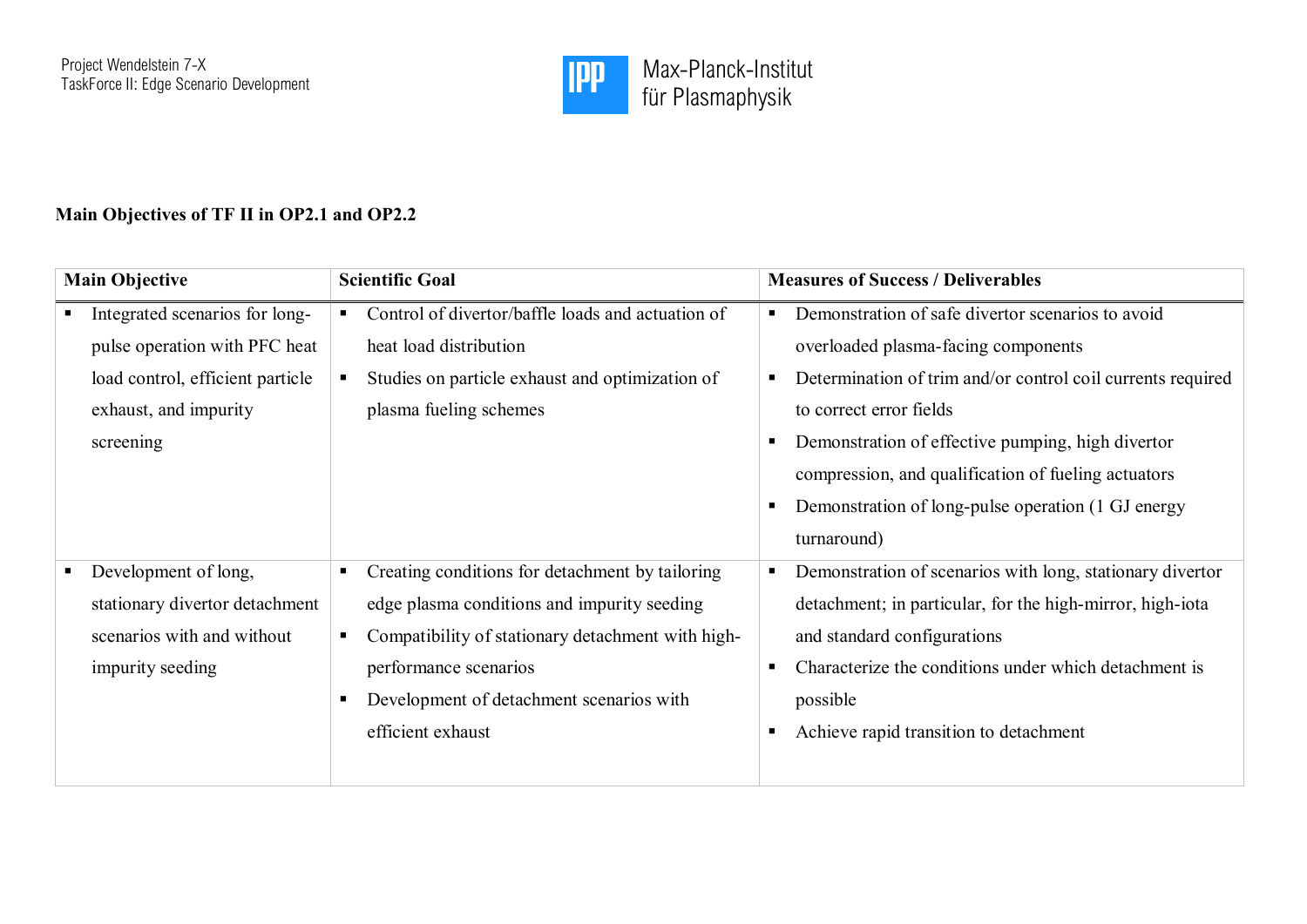Project Wendelstein 7-X
TaskForce II: Edge Scenario Development

Max-Planck-Institut für Plasmaphysik

**Main Objectives of TF II in OP2.1 and OP2.2**

| Main Objective | Scientific Goal | Measures of Success / Deliverables |
|---|---|---|
| ▪ Integrated scenarios for long-pulse operation with PFC heat load control, efficient particle exhaust, and impurity screening | ▪ Control of divertor/baffle loads and actuation of heat load distribution<br>▪ Studies on particle exhaust and optimization of plasma fueling schemes | ▪ Demonstration of safe divertor scenarios to avoid overloaded plasma-facing components<br>▪ Determination of trim and/or control coil currents required to correct error fields<br>▪ Demonstration of effective pumping, high divertor compression, and qualification of fueling actuators<br>▪ Demonstration of long-pulse operation (1 GJ energy turnaround) |
| ▪ Development of long, stationary divertor detachment scenarios with and without impurity seeding | ▪ Creating conditions for detachment by tailoring edge plasma conditions and impurity seeding<br>▪ Compatibility of stationary detachment with high-performance scenarios<br>▪ Development of detachment scenarios with efficient exhaust | ▪ Demonstration of scenarios with long, stationary divertor detachment; in particular, for the high-mirror, high-iota and standard configurations<br>▪ Characterize the conditions under which detachment is possible<br>▪ Achieve rapid transition to detachment |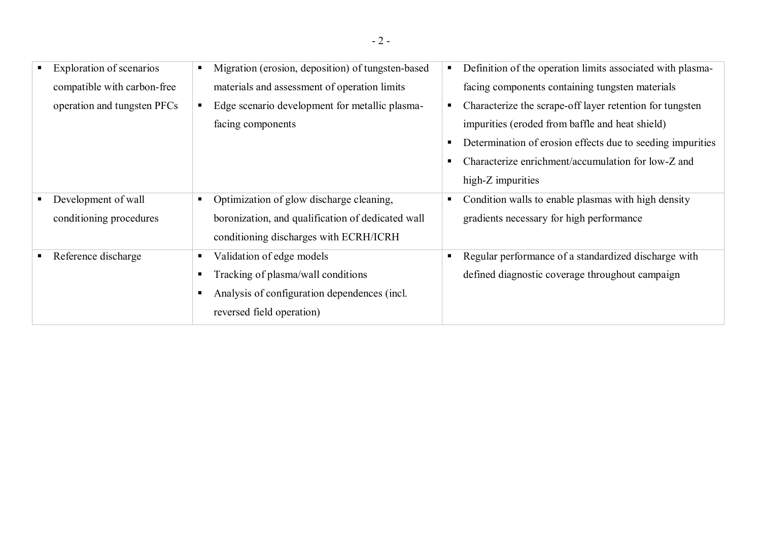| | | |
|---|---|---|
| ▪ Exploration of scenarios compatible with carbon-free operation and tungsten PFCs | ▪ Migration (erosion, deposition) of tungsten-based materials and assessment of operation limits<br>▪ Edge scenario development for metallic plasma-facing components | ▪ Definition of the operation limits associated with plasma-facing components containing tungsten materials<br>▪ Characterize the scrape-off layer retention for tungsten impurities (eroded from baffle and heat shield)<br>▪ Determination of erosion effects due to seeding impurities<br>▪ Characterize enrichment/accumulation for low-Z and high-Z impurities |
| ▪ Development of wall conditioning procedures | ▪ Optimization of glow discharge cleaning, boronization, and qualification of dedicated wall conditioning discharges with ECRH/ICRH | ▪ Condition walls to enable plasmas with high density gradients necessary for high performance |
| ▪ Reference discharge | ▪ Validation of edge models<br>▪ Tracking of plasma/wall conditions<br>▪ Analysis of configuration dependences (incl. reversed field operation) | ▪ Regular performance of a standardized discharge with defined diagnostic coverage throughout campaign |